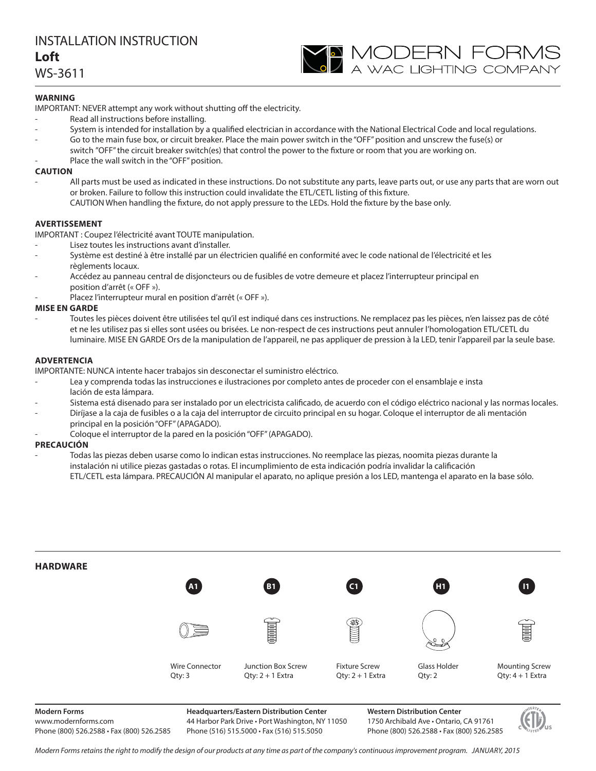# INSTALLATION INSTRUCTION
## Loft
WS-3611

MODERN FORMS
A WAC LIGHTING COMPANY

**WARNING**

IMPORTANT: NEVER attempt any work without shutting off the electricity.

- Read all instructions before installing.
- System is intended for installation by a qualified electrician in accordance with the National Electrical Code and local regulations.
- Go to the main fuse box, or circuit breaker. Place the main power switch in the "OFF" position and unscrew the fuse(s) or switch "OFF" the circuit breaker switch(es) that control the power to the fixture or room that you are working on.
- Place the wall switch in the "OFF" position.

**CAUTION**

- All parts must be used as indicated in these instructions. Do not substitute any parts, leave parts out, or use any parts that are worn out or broken. Failure to follow this instruction could invalidate the ETL/CETL listing of this fixture.
  CAUTION When handling the fixture, do not apply pressure to the LEDs. Hold the fixture by the base only.

**AVERTISSEMENT**

IMPORTANT : Coupez l'électricité avant TOUTE manipulation.

- Lisez toutes les instructions avant d'installer.
- Système est destiné à être installé par un électricien qualifié en conformité avec le code national de l'électricité et les règlements locaux.
- Accédez au panneau central de disjoncteurs ou de fusibles de votre demeure et placez l'interrupteur principal en position d'arrêt (« OFF »).
- Placez l'interrupteur mural en position d'arrêt (« OFF »).

**MISE EN GARDE**

- Toutes les pièces doivent être utilisées tel qu'il est indiqué dans ces instructions. Ne remplacez pas les pièces, n'en laissez pas de côté et ne les utilisez pas si elles sont usées ou brisées. Le non-respect de ces instructions peut annuler l'homologation ETL/CETL du luminaire. MISE EN GARDE Ors de la manipulation de l'appareil, ne pas appliquer de pression à la LED, tenir l'appareil par la seule base.

**ADVERTENCIA**

IMPORTANTE: NUNCA intente hacer trabajos sin desconectar el suministro eléctrico.

- Lea y comprenda todas las instrucciones e ilustraciones por completo antes de proceder con el ensamblaje e insta lación de esta lámpara.
- Sistema está disenado para ser instalado por un electricista calificado, de acuerdo con el código eléctrico nacional y las normas locales.
- Diríjase a la caja de fusibles o a la caja del interruptor de circuito principal en su hogar. Coloque el interruptor de ali mentación principal en la posición "OFF" (APAGADO).
- Coloque el interruptor de la pared en la posición "OFF" (APAGADO).

**PRECAUCIÓN**

- Todas las piezas deben usarse como lo indican estas instrucciones. No reemplace las piezas, noomita piezas durante la instalación ni utilice piezas gastadas o rotas. El incumplimiento de esta indicación podría invalidar la calificación ETL/CETL esta lámpara. PRECAUCIÓN Al manipular el aparato, no aplique presión a los LED, mantenga el aparato en la base sólo.

**HARDWARE**

| A1 | B1 | C1 | H1 | I1 |
|---|---|---|---|---|
| Wire Connector<br>Qty: 3 | Junction Box Screw<br>Qty: 2 + 1 Extra | Fixture Screw<br>Qty: 2 + 1 Extra | Glass Holder<br>Qty: 2 | Mounting Screw<br>Qty: 4 + 1 Extra |

**Modern Forms**
www.modernforms.com
Phone (800) 526.2588 • Fax (800) 526.2585

**Headquarters/Eastern Distribution Center**
44 Harbor Park Drive • Port Washington, NY 11050
Phone (516) 515.5000 • Fax (516) 515.5050

**Western Distribution Center**
1750 Archibald Ave • Ontario, CA 91761
Phone (800) 526.2588 • Fax (800) 526.2585

*Modern Forms retains the right to modify the design of our products at any time as part of the company's continuous improvement program. JANUARY, 2015*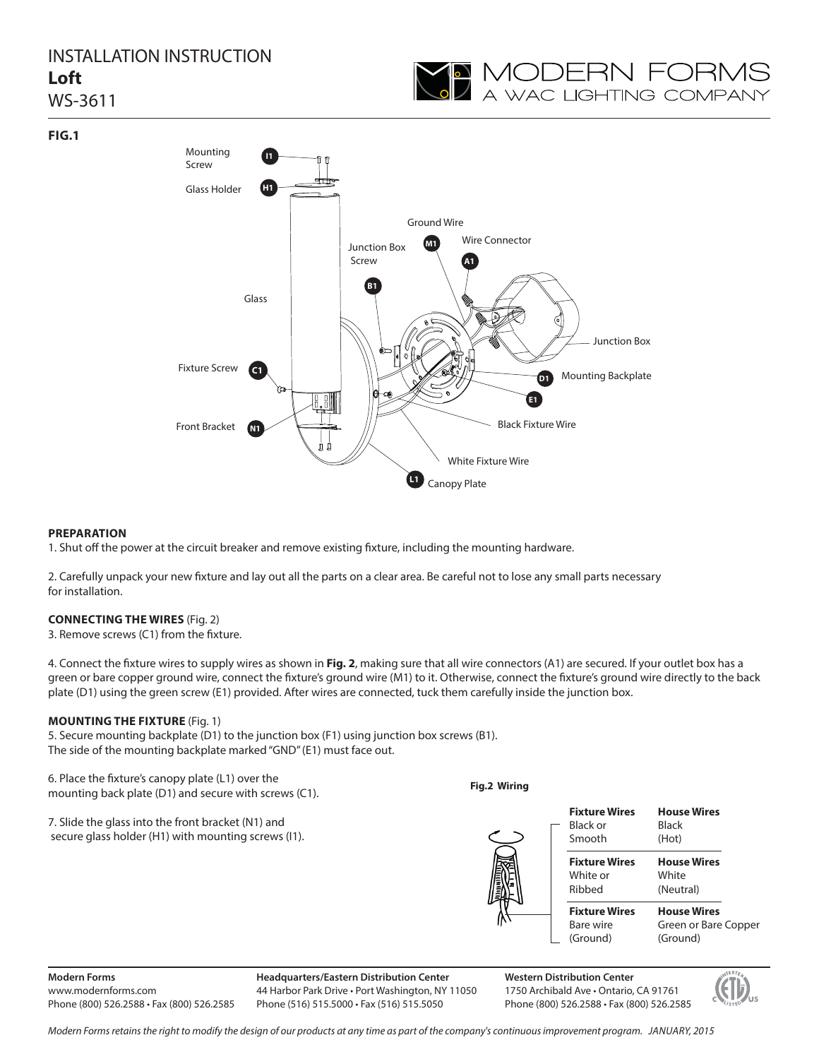# INSTALLATION INSTRUCTION

**Loft**

WS-3611

MODERN FORMS
A WAC LIGHTING COMPANY

**FIG.1**

Mounting Screw I1
Glass Holder H1
Ground Wire M1
Wire Connector A1
Junction Box Screw B1
Glass
Junction Box
Fixture Screw C1
Mounting Backplate D1
E1
Front Bracket N1
Black Fixture Wire
White Fixture Wire
Canopy Plate L1

## PREPARATION

1. Shut off the power at the circuit breaker and remove existing fixture, including the mounting hardware.

2. Carefully unpack your new fixture and lay out all the parts on a clear area. Be careful not to lose any small parts necessary for installation.

## CONNECTING THE WIRES (Fig. 2)

3. Remove screws (C1) from the fixture.

4. Connect the fixture wires to supply wires as shown in **Fig. 2**, making sure that all wire connectors (A1) are secured. If your outlet box has a green or bare copper ground wire, connect the fixture's ground wire (M1) to it. Otherwise, connect the fixture's ground wire directly to the back plate (D1) using the green screw (E1) provided. After wires are connected, tuck them carefully inside the junction box.

## MOUNTING THE FIXTURE (Fig. 1)

5. Secure mounting backplate (D1) to the junction box (F1) using junction box screws (B1). The side of the mounting backplate marked "GND" (E1) must face out.

6. Place the fixture's canopy plate (L1) over the mounting back plate (D1) and secure with screws (C1).

7. Slide the glass into the front bracket (N1) and secure glass holder (H1) with mounting screws (I1).

**Fig.2 Wiring**

| Fixture Wires | House Wires |
|---|---|
| Black or Smooth | Black (Hot) |
| **Fixture Wires** | **House Wires** |
| White or Ribbed | White (Neutral) |
| **Fixture Wires** | **House Wires** |
| Bare wire (Ground) | Green or Bare Copper (Ground) |

**Modern Forms**
www.modernforms.com
Phone (800) 526.2588 • Fax (800) 526.2585

**Headquarters/Eastern Distribution Center**
44 Harbor Park Drive • Port Washington, NY 11050
Phone (516) 515.5000 • Fax (516) 515.5050

**Western Distribution Center**
1750 Archibald Ave • Ontario, CA 91761
Phone (800) 526.2588 • Fax (800) 526.2585

*Modern Forms retains the right to modify the design of our products at any time as part of the company's continuous improvement program. JANUARY, 2015*